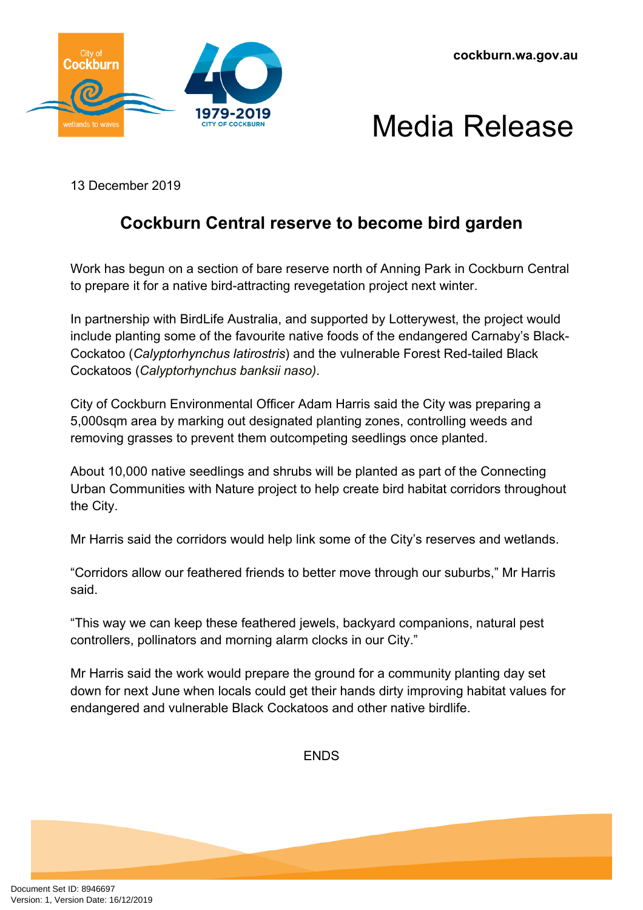cockburn.wa.gov.au

# Media Release

13 December 2019

## Cockburn Central reserve to become bird garden

Work has begun on a section of bare reserve north of Anning Park in Cockburn Central to prepare it for a native bird-attracting revegetation project next winter.

In partnership with BirdLife Australia, and supported by Lotterywest, the project would include planting some of the favourite native foods of the endangered Carnaby's Black-Cockatoo (*Calyptorhynchus latirostris*) and the vulnerable Forest Red-tailed Black Cockatoos (*Calyptorhynchus banksii naso)*.

City of Cockburn Environmental Officer Adam Harris said the City was preparing a 5,000sqm area by marking out designated planting zones, controlling weeds and removing grasses to prevent them outcompeting seedlings once planted.

About 10,000 native seedlings and shrubs will be planted as part of the Connecting Urban Communities with Nature project to help create bird habitat corridors throughout the City.

Mr Harris said the corridors would help link some of the City's reserves and wetlands.

"Corridors allow our feathered friends to better move through our suburbs," Mr Harris said.

"This way we can keep these feathered jewels, backyard companions, natural pest controllers, pollinators and morning alarm clocks in our City."

Mr Harris said the work would prepare the ground for a community planting day set down for next June when locals could get their hands dirty improving habitat values for endangered and vulnerable Black Cockatoos and other native birdlife.

ENDS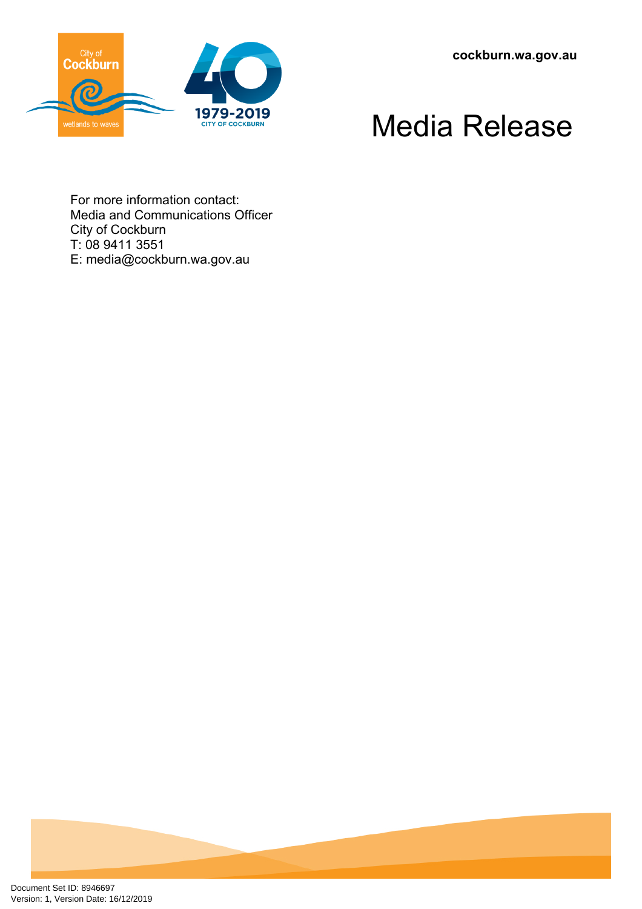cockburn.wa.gov.au

# Media Release

For more information contact:
Media and Communications Officer
City of Cockburn
T: 08 9411 3551
E: media@cockburn.wa.gov.au

Document Set ID: 8946697
Version: 1, Version Date: 16/12/2019